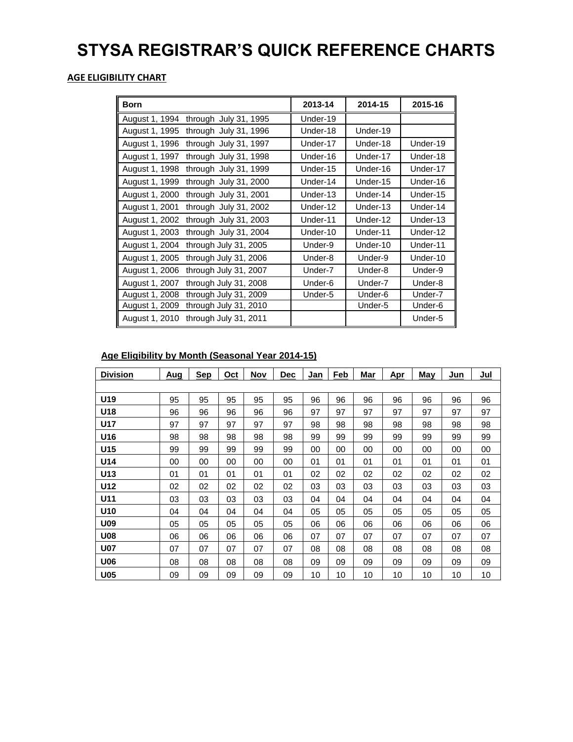# STYSA REGISTRAR'S QUICK REFERENCE CHARTS

**AGE ELIGIBILITY CHART**

| Born | 2013-14 | 2014-15 | 2015-16 |
|---|---|---|---|
| August 1, 1994 through July 31, 1995 | Under-19 | | |
| August 1, 1995 through July 31, 1996 | Under-18 | Under-19 | |
| August 1, 1996 through July 31, 1997 | Under-17 | Under-18 | Under-19 |
| August 1, 1997 through July 31, 1998 | Under-16 | Under-17 | Under-18 |
| August 1, 1998 through July 31, 1999 | Under-15 | Under-16 | Under-17 |
| August 1, 1999 through July 31, 2000 | Under-14 | Under-15 | Under-16 |
| August 1, 2000 through July 31, 2001 | Under-13 | Under-14 | Under-15 |
| August 1, 2001 through July 31, 2002 | Under-12 | Under-13 | Under-14 |
| August 1, 2002 through July 31, 2003 | Under-11 | Under-12 | Under-13 |
| August 1, 2003 through July 31, 2004 | Under-10 | Under-11 | Under-12 |
| August 1, 2004 through July 31, 2005 | Under-9 | Under-10 | Under-11 |
| August 1, 2005 through July 31, 2006 | Under-8 | Under-9 | Under-10 |
| August 1, 2006 through July 31, 2007 | Under-7 | Under-8 | Under-9 |
| August 1, 2007 through July 31, 2008 | Under-6 | Under-7 | Under-8 |
| August 1, 2008 through July 31, 2009 | Under-5 | Under-6 | Under-7 |
| August 1, 2009 through July 31, 2010 | | Under-5 | Under-6 |
| August 1, 2010 through July 31, 2011 | | | Under-5 |

**Age Eligibility by Month (Seasonal Year 2014-15)**

| Division | Aug | Sep | Oct | Nov | Dec | Jan | Feb | Mar | Apr | May | Jun | Jul |
|---|---|---|---|---|---|---|---|---|---|---|---|---|
| U19 | 95 | 95 | 95 | 95 | 95 | 96 | 96 | 96 | 96 | 96 | 96 | 96 |
| U18 | 96 | 96 | 96 | 96 | 96 | 97 | 97 | 97 | 97 | 97 | 97 | 97 |
| U17 | 97 | 97 | 97 | 97 | 97 | 98 | 98 | 98 | 98 | 98 | 98 | 98 |
| U16 | 98 | 98 | 98 | 98 | 98 | 99 | 99 | 99 | 99 | 99 | 99 | 99 |
| U15 | 99 | 99 | 99 | 99 | 99 | 00 | 00 | 00 | 00 | 00 | 00 | 00 |
| U14 | 00 | 00 | 00 | 00 | 00 | 01 | 01 | 01 | 01 | 01 | 01 | 01 |
| U13 | 01 | 01 | 01 | 01 | 01 | 02 | 02 | 02 | 02 | 02 | 02 | 02 |
| U12 | 02 | 02 | 02 | 02 | 02 | 03 | 03 | 03 | 03 | 03 | 03 | 03 |
| U11 | 03 | 03 | 03 | 03 | 03 | 04 | 04 | 04 | 04 | 04 | 04 | 04 |
| U10 | 04 | 04 | 04 | 04 | 04 | 05 | 05 | 05 | 05 | 05 | 05 | 05 |
| U09 | 05 | 05 | 05 | 05 | 05 | 06 | 06 | 06 | 06 | 06 | 06 | 06 |
| U08 | 06 | 06 | 06 | 06 | 06 | 07 | 07 | 07 | 07 | 07 | 07 | 07 |
| U07 | 07 | 07 | 07 | 07 | 07 | 08 | 08 | 08 | 08 | 08 | 08 | 08 |
| U06 | 08 | 08 | 08 | 08 | 08 | 09 | 09 | 09 | 09 | 09 | 09 | 09 |
| U05 | 09 | 09 | 09 | 09 | 09 | 10 | 10 | 10 | 10 | 10 | 10 | 10 |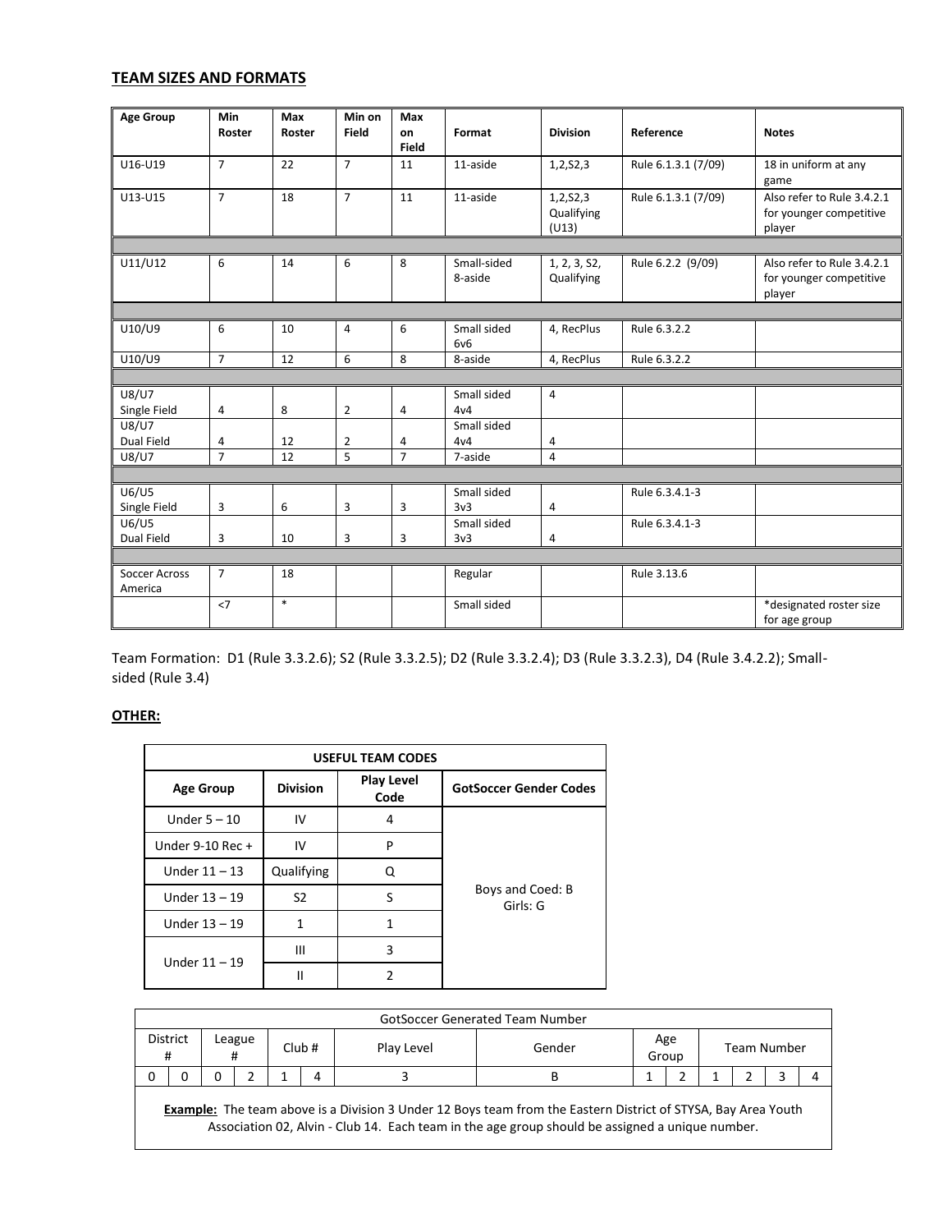## TEAM SIZES AND FORMATS

| Age Group | Min Roster | Max Roster | Min on Field | Max on Field | Format | Division | Reference | Notes |
|---|---|---|---|---|---|---|---|---|
| U16-U19 | 7 | 22 | 7 | 11 | 11-aside | 1,2,S2,3 | Rule 6.1.3.1 (7/09) | 18 in uniform at any game |
| U13-U15 | 7 | 18 | 7 | 11 | 11-aside | 1,2,S2,3 Qualifying (U13) | Rule 6.1.3.1 (7/09) | Also refer to Rule 3.4.2.1 for younger competitive player |
| | | | | | | | | |
| U11/U12 | 6 | 14 | 6 | 8 | Small-sided 8-aside | 1, 2, 3, S2, Qualifying | Rule 6.2.2 (9/09) | Also refer to Rule 3.4.2.1 for younger competitive player |
| | | | | | | | | |
| U10/U9 | 6 | 10 | 4 | 6 | Small sided 6v6 | 4, RecPlus | Rule 6.3.2.2 | |
| U10/U9 | 7 | 12 | 6 | 8 | 8-aside | 4, RecPlus | Rule 6.3.2.2 | |
| | | | | | | | | |
| U8/U7 Single Field | 4 | 8 | 2 | 4 | Small sided 4v4 | 4 | | |
| U8/U7 Dual Field | 4 | 12 | 2 | 4 | Small sided 4v4 | 4 | | |
| U8/U7 | 7 | 12 | 5 | 7 | 7-aside | 4 | | |
| | | | | | | | | |
| U6/U5 Single Field | 3 | 6 | 3 | 3 | Small sided 3v3 | 4 | Rule 6.3.4.1-3 | |
| U6/U5 Dual Field | 3 | 10 | 3 | 3 | Small sided 3v3 | 4 | Rule 6.3.4.1-3 | |
| | | | | | | | | |
| Soccer Across America | 7 | 18 | | | Regular | | Rule 3.13.6 | |
| | <7 | * | | | Small sided | | | *designated roster size for age group |

Team Formation: D1 (Rule 3.3.2.6); S2 (Rule 3.3.2.5); D2 (Rule 3.3.2.4); D3 (Rule 3.3.2.3), D4 (Rule 3.4.2.2); Small-sided (Rule 3.4)

## OTHER:

| USEFUL TEAM CODES | | | |
|---|---|---|---|
| **Age Group** | **Division** | **Play Level Code** | **GotSoccer Gender Codes** |
| Under 5 – 10 | IV | 4 | Boys and Coed: B<br>Girls: G |
| Under 9-10 Rec + | IV | P | |
| Under 11 – 13 | Qualifying | Q | |
| Under 13 – 19 | S2 | S | |
| Under 13 – 19 | 1 | 1 | |
| Under 11 – 19 | III | 3 | |
| | II | 2 | |

| GotSoccer Generated Team Number | | | | | | | | | | | | | | |
|---|---|---|---|---|---|---|---|---|---|---|---|---|---|---|
| District # | | League # | | Club # | | Play Level | Gender | Age Group | | Team Number | | | | |
| 0 | 0 | 0 | 2 | 1 | 4 | 3 | B | 1 | 2 | 1 | 2 | 3 | 4 | |

**Example:** The team above is a Division 3 Under 12 Boys team from the Eastern District of STYSA, Bay Area Youth Association 02, Alvin - Club 14. Each team in the age group should be assigned a unique number.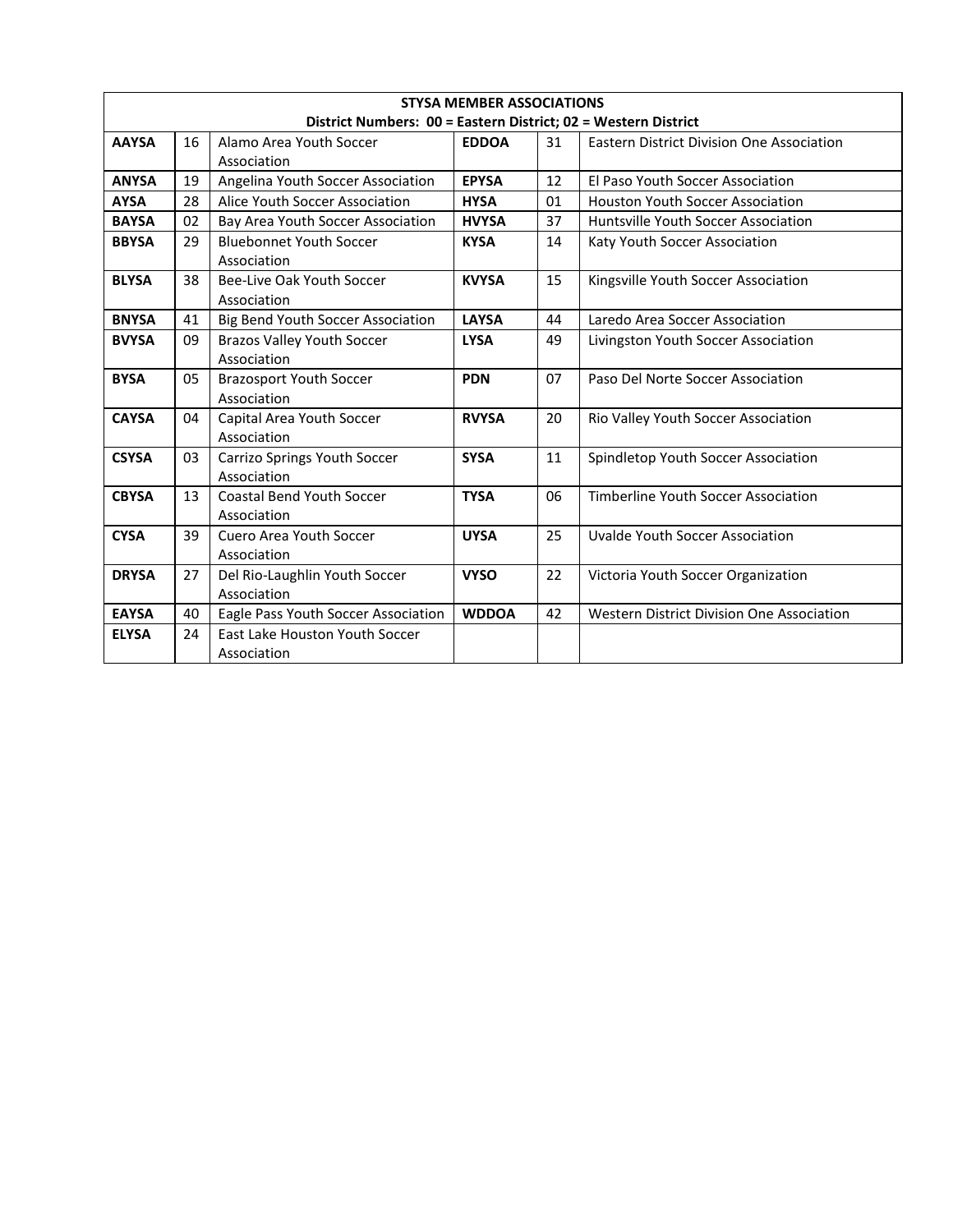| STYSA MEMBER ASSOCIATIONS<br>District Numbers: 00 = Eastern District; 02 = Western District | | | | | |
|---|---|---|---|---|---|
| **AAYSA** | 16 | Alamo Area Youth Soccer Association | **EDDOA** | 31 | Eastern District Division One Association |
| **ANYSA** | 19 | Angelina Youth Soccer Association | **EPYSA** | 12 | El Paso Youth Soccer Association |
| **AYSA** | 28 | Alice Youth Soccer Association | **HYSA** | 01 | Houston Youth Soccer Association |
| **BAYSA** | 02 | Bay Area Youth Soccer Association | **HVYSA** | 37 | Huntsville Youth Soccer Association |
| **BBYSA** | 29 | Bluebonnet Youth Soccer Association | **KYSA** | 14 | Katy Youth Soccer Association |
| **BLYSA** | 38 | Bee-Live Oak Youth Soccer Association | **KVYSA** | 15 | Kingsville Youth Soccer Association |
| **BNYSA** | 41 | Big Bend Youth Soccer Association | **LAYSA** | 44 | Laredo Area Soccer Association |
| **BVYSA** | 09 | Brazos Valley Youth Soccer Association | **LYSA** | 49 | Livingston Youth Soccer Association |
| **BYSA** | 05 | Brazosport Youth Soccer Association | **PDN** | 07 | Paso Del Norte Soccer Association |
| **CAYSA** | 04 | Capital Area Youth Soccer Association | **RVYSA** | 20 | Rio Valley Youth Soccer Association |
| **CSYSA** | 03 | Carrizo Springs Youth Soccer Association | **SYSA** | 11 | Spindletop Youth Soccer Association |
| **CBYSA** | 13 | Coastal Bend Youth Soccer Association | **TYSA** | 06 | Timberline Youth Soccer Association |
| **CYSA** | 39 | Cuero Area Youth Soccer Association | **UYSA** | 25 | Uvalde Youth Soccer Association |
| **DRYSA** | 27 | Del Rio-Laughlin Youth Soccer Association | **VYSO** | 22 | Victoria Youth Soccer Organization |
| **EAYSA** | 40 | Eagle Pass Youth Soccer Association | **WDDOA** | 42 | Western District Division One Association |
| **ELYSA** | 24 | East Lake Houston Youth Soccer Association | | | |